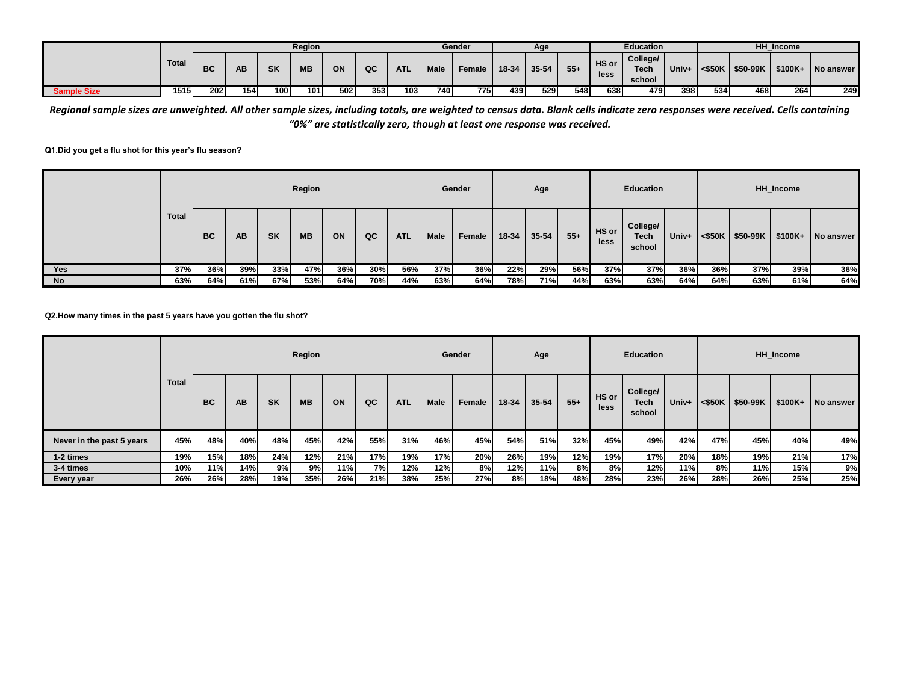| | Total | Region | | | | | | | Gender | | Age | | | Education | | | HH_Income | | | |
|---|---|---|---|---|---|---|---|---|---|---|---|---|---|---|---|---|---|---|---|---|
| | | BC | AB | SK | MB | ON | QC | ATL | Male | Female | 18-34 | 35-54 | 55+ | HS or less | College/ Tech school | Univ+ | <$50K | $50-99K | $100K+ | No answer |
| **Sample Size** | 1515 | 202 | 154 | 100 | 101 | 502 | 353 | 103 | 740 | 775 | 439 | 529 | 548 | 638 | 479 | 398 | 534 | 468 | 264 | 249 |

***Regional sample sizes are unweighted. All other sample sizes, including totals, are weighted to census data. Blank cells indicate zero responses were received. Cells containing "0%" are statistically zero, though at least one response was received.***

**Q1.Did you get a flu shot for this year's flu season?**

| | Total | Region | | | | | | | Gender | | Age | | | Education | | | HH_Income | | | |
|---|---|---|---|---|---|---|---|---|---|---|---|---|---|---|---|---|---|---|---|---|
| | | BC | AB | SK | MB | ON | QC | ATL | Male | Female | 18-34 | 35-54 | 55+ | HS or less | College/ Tech school | Univ+ | <$50K | $50-99K | $100K+ | No answer |
| Yes | 37% | 36% | 39% | 33% | 47% | 36% | 30% | 56% | 37% | 36% | 22% | 29% | 56% | 37% | 37% | 36% | 36% | 37% | 39% | 36% |
| No | 63% | 64% | 61% | 67% | 53% | 64% | 70% | 44% | 63% | 64% | 78% | 71% | 44% | 63% | 63% | 64% | 64% | 63% | 61% | 64% |

**Q2.How many times in the past 5 years have you gotten the flu shot?**

| | Total | Region | | | | | | | Gender | | Age | | | Education | | | HH_Income | | | |
|---|---|---|---|---|---|---|---|---|---|---|---|---|---|---|---|---|---|---|---|---|
| | | BC | AB | SK | MB | ON | QC | ATL | Male | Female | 18-34 | 35-54 | 55+ | HS or less | College/ Tech school | Univ+ | <$50K | $50-99K | $100K+ | No answer |
| Never in the past 5 years | 45% | 48% | 40% | 48% | 45% | 42% | 55% | 31% | 46% | 45% | 54% | 51% | 32% | 45% | 49% | 42% | 47% | 45% | 40% | 49% |
| 1-2 times | 19% | 15% | 18% | 24% | 12% | 21% | 17% | 19% | 17% | 20% | 26% | 19% | 12% | 19% | 17% | 20% | 18% | 19% | 21% | 17% |
| 3-4 times | 10% | 11% | 14% | 9% | 9% | 11% | 7% | 12% | 12% | 8% | 12% | 11% | 8% | 8% | 12% | 11% | 8% | 11% | 15% | 9% |
| Every year | 26% | 26% | 28% | 19% | 35% | 26% | 21% | 38% | 25% | 27% | 8% | 18% | 48% | 28% | 23% | 26% | 28% | 26% | 25% | 25% |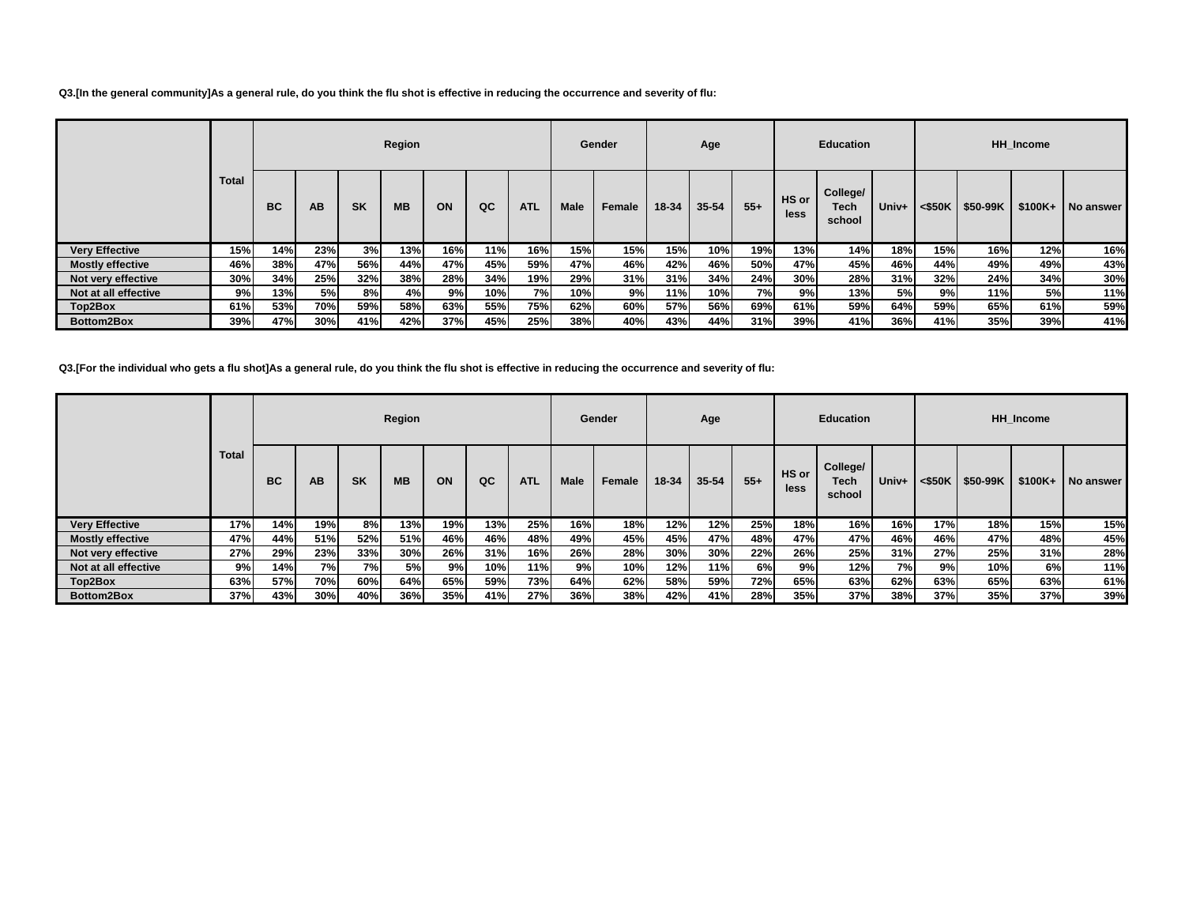**Q3.[In the general community]As a general rule, do you think the flu shot is effective in reducing the occurrence and severity of flu:**

| | Total | Region | | | | | | | Gender | | Age | | | Education | | | HH_Income | | | |
|---|---|---|---|---|---|---|---|---|---|---|---|---|---|---|---|---|---|---|---|---|
| | | BC | AB | SK | MB | ON | QC | ATL | Male | Female | 18-34 | 35-54 | 55+ | HS or less | College/ Tech school | Univ+ | <$50K | $50-99K | $100K+ | No answer |
| **Very Effective** | 15% | 14% | 23% | 3% | 13% | 16% | 11% | 16% | 15% | 15% | 15% | 10% | 19% | 13% | 14% | 18% | 15% | 16% | 12% | 16% |
| **Mostly effective** | 46% | 38% | 47% | 56% | 44% | 47% | 45% | 59% | 47% | 46% | 42% | 46% | 50% | 47% | 45% | 46% | 44% | 49% | 49% | 43% |
| **Not very effective** | 30% | 34% | 25% | 32% | 38% | 28% | 34% | 19% | 29% | 31% | 31% | 34% | 24% | 30% | 28% | 31% | 32% | 24% | 34% | 30% |
| **Not at all effective** | 9% | 13% | 5% | 8% | 4% | 9% | 10% | 7% | 10% | 9% | 11% | 10% | 7% | 9% | 13% | 5% | 9% | 11% | 5% | 11% |
| **Top2Box** | 61% | 53% | 70% | 59% | 58% | 63% | 55% | 75% | 62% | 60% | 57% | 56% | 69% | 61% | 59% | 64% | 59% | 65% | 61% | 59% |
| **Bottom2Box** | 39% | 47% | 30% | 41% | 42% | 37% | 45% | 25% | 38% | 40% | 43% | 44% | 31% | 39% | 41% | 36% | 41% | 35% | 39% | 41% |

**Q3.[For the individual who gets a flu shot]As a general rule, do you think the flu shot is effective in reducing the occurrence and severity of flu:**

| | Total | Region | | | | | | | Gender | | Age | | | Education | | | HH_Income | | | |
|---|---|---|---|---|---|---|---|---|---|---|---|---|---|---|---|---|---|---|---|---|
| | | BC | AB | SK | MB | ON | QC | ATL | Male | Female | 18-34 | 35-54 | 55+ | HS or less | College/ Tech school | Univ+ | <$50K | $50-99K | $100K+ | No answer |
| **Very Effective** | 17% | 14% | 19% | 8% | 13% | 19% | 13% | 25% | 16% | 18% | 12% | 12% | 25% | 18% | 16% | 16% | 17% | 18% | 15% | 15% |
| **Mostly effective** | 47% | 44% | 51% | 52% | 51% | 46% | 46% | 48% | 49% | 45% | 45% | 47% | 48% | 47% | 47% | 46% | 46% | 47% | 48% | 45% |
| **Not very effective** | 27% | 29% | 23% | 33% | 30% | 26% | 31% | 16% | 26% | 28% | 30% | 30% | 22% | 26% | 25% | 31% | 27% | 25% | 31% | 28% |
| **Not at all effective** | 9% | 14% | 7% | 7% | 5% | 9% | 10% | 11% | 9% | 10% | 12% | 11% | 6% | 9% | 12% | 7% | 9% | 10% | 6% | 11% |
| **Top2Box** | 63% | 57% | 70% | 60% | 64% | 65% | 59% | 73% | 64% | 62% | 58% | 59% | 72% | 65% | 63% | 62% | 63% | 65% | 63% | 61% |
| **Bottom2Box** | 37% | 43% | 30% | 40% | 36% | 35% | 41% | 27% | 36% | 38% | 42% | 41% | 28% | 35% | 37% | 38% | 37% | 35% | 37% | 39% |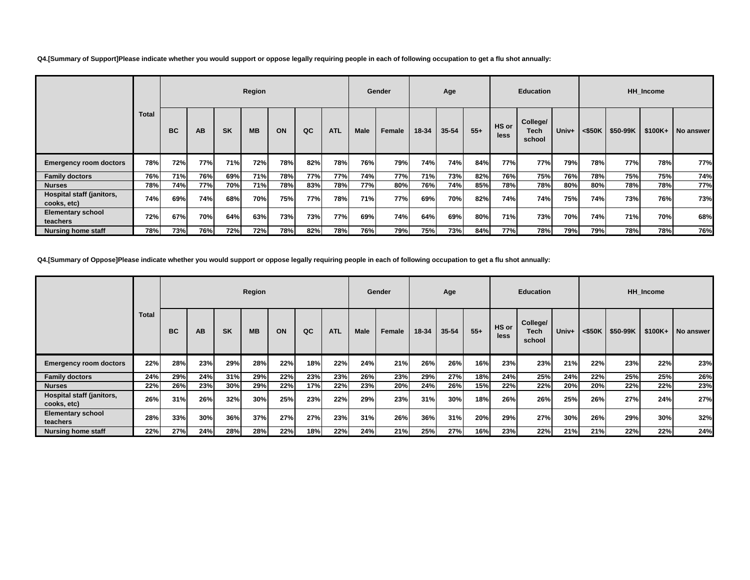**Q4.[Summary of Support]Please indicate whether you would support or oppose legally requiring people in each of following occupation to get a flu shot annually:**

| | Total | Region | | | | | | | Gender | | Age | | | Education | | | HH_Income | | | |
|---|---|---|---|---|---|---|---|---|---|---|---|---|---|---|---|---|---|---|---|---|
| | | BC | AB | SK | MB | ON | QC | ATL | Male | Female | 18-34 | 35-54 | 55+ | HS or less | College/ Tech school | Univ+ | <$50K | $50-99K | $100K+ | No answer |
| **Emergency room doctors** | 78% | 72% | 77% | 71% | 72% | 78% | 82% | 78% | 76% | 79% | 74% | 74% | 84% | 77% | 77% | 79% | 78% | 77% | 78% | 77% |
| **Family doctors** | 76% | 71% | 76% | 69% | 71% | 78% | 77% | 77% | 74% | 77% | 71% | 73% | 82% | 76% | 75% | 76% | 78% | 75% | 75% | 74% |
| **Nurses** | 78% | 74% | 77% | 70% | 71% | 78% | 83% | 78% | 77% | 80% | 76% | 74% | 85% | 78% | 78% | 80% | 80% | 78% | 78% | 77% |
| **Hospital staff (janitors, cooks, etc)** | 74% | 69% | 74% | 68% | 70% | 75% | 77% | 78% | 71% | 77% | 69% | 70% | 82% | 74% | 74% | 75% | 74% | 73% | 76% | 73% |
| **Elementary school teachers** | 72% | 67% | 70% | 64% | 63% | 73% | 73% | 77% | 69% | 74% | 64% | 69% | 80% | 71% | 73% | 70% | 74% | 71% | 70% | 68% |
| **Nursing home staff** | 78% | 73% | 76% | 72% | 72% | 78% | 82% | 78% | 76% | 79% | 75% | 73% | 84% | 77% | 78% | 79% | 79% | 78% | 78% | 76% |

**Q4.[Summary of Oppose]Please indicate whether you would support or oppose legally requiring people in each of following occupation to get a flu shot annually:**

| | Total | Region | | | | | | | Gender | | Age | | | Education | | | HH_Income | | | |
|---|---|---|---|---|---|---|---|---|---|---|---|---|---|---|---|---|---|---|---|---|
| | | BC | AB | SK | MB | ON | QC | ATL | Male | Female | 18-34 | 35-54 | 55+ | HS or less | College/ Tech school | Univ+ | <$50K | $50-99K | $100K+ | No answer |
| **Emergency room doctors** | 22% | 28% | 23% | 29% | 28% | 22% | 18% | 22% | 24% | 21% | 26% | 26% | 16% | 23% | 23% | 21% | 22% | 23% | 22% | 23% |
| **Family doctors** | 24% | 29% | 24% | 31% | 29% | 22% | 23% | 23% | 26% | 23% | 29% | 27% | 18% | 24% | 25% | 24% | 22% | 25% | 25% | 26% |
| **Nurses** | 22% | 26% | 23% | 30% | 29% | 22% | 17% | 22% | 23% | 20% | 24% | 26% | 15% | 22% | 22% | 20% | 20% | 22% | 22% | 23% |
| **Hospital staff (janitors, cooks, etc)** | 26% | 31% | 26% | 32% | 30% | 25% | 23% | 22% | 29% | 23% | 31% | 30% | 18% | 26% | 26% | 25% | 26% | 27% | 24% | 27% |
| **Elementary school teachers** | 28% | 33% | 30% | 36% | 37% | 27% | 27% | 23% | 31% | 26% | 36% | 31% | 20% | 29% | 27% | 30% | 26% | 29% | 30% | 32% |
| **Nursing home staff** | 22% | 27% | 24% | 28% | 28% | 22% | 18% | 22% | 24% | 21% | 25% | 27% | 16% | 23% | 22% | 21% | 21% | 22% | 22% | 24% |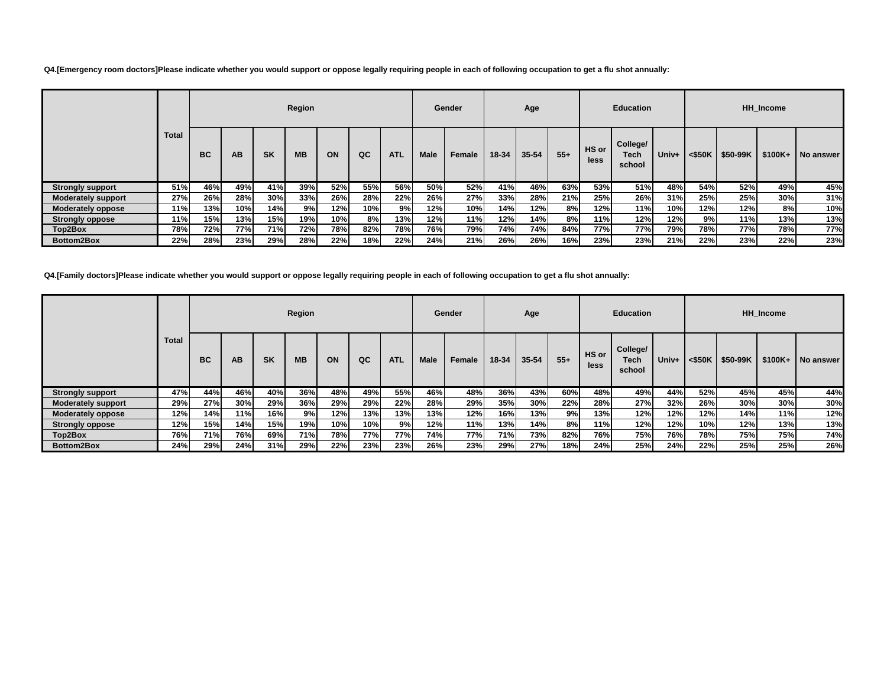**Q4.[Emergency room doctors]Please indicate whether you would support or oppose legally requiring people in each of following occupation to get a flu shot annually:**

| | Total | Region | | | | | | | Gender | | Age | | | Education | | | HH_Income | | | |
|---|---|---|---|---|---|---|---|---|---|---|---|---|---|---|---|---|---|---|---|---|
| | | BC | AB | SK | MB | ON | QC | ATL | Male | Female | 18-34 | 35-54 | 55+ | HS or less | College/ Tech school | Univ+ | <$50K | $50-99K | $100K+ | No answer |
| Strongly support | 51% | 46% | 49% | 41% | 39% | 52% | 55% | 56% | 50% | 52% | 41% | 46% | 63% | 53% | 51% | 48% | 54% | 52% | 49% | 45% |
| Moderately support | 27% | 26% | 28% | 30% | 33% | 26% | 28% | 22% | 26% | 27% | 33% | 28% | 21% | 25% | 26% | 31% | 25% | 25% | 30% | 31% |
| Moderately oppose | 11% | 13% | 10% | 14% | 9% | 12% | 10% | 9% | 12% | 10% | 14% | 12% | 8% | 12% | 11% | 10% | 12% | 12% | 8% | 10% |
| Strongly oppose | 11% | 15% | 13% | 15% | 19% | 10% | 8% | 13% | 12% | 11% | 12% | 14% | 8% | 11% | 12% | 12% | 9% | 11% | 13% | 13% |
| Top2Box | 78% | 72% | 77% | 71% | 72% | 78% | 82% | 78% | 76% | 79% | 74% | 74% | 84% | 77% | 77% | 79% | 78% | 77% | 78% | 77% |
| Bottom2Box | 22% | 28% | 23% | 29% | 28% | 22% | 18% | 22% | 24% | 21% | 26% | 26% | 16% | 23% | 23% | 21% | 22% | 23% | 22% | 23% |

**Q4.[Family doctors]Please indicate whether you would support or oppose legally requiring people in each of following occupation to get a flu shot annually:**

| | Total | Region | | | | | | | Gender | | Age | | | Education | | | HH_Income | | | |
|---|---|---|---|---|---|---|---|---|---|---|---|---|---|---|---|---|---|---|---|---|
| | | BC | AB | SK | MB | ON | QC | ATL | Male | Female | 18-34 | 35-54 | 55+ | HS or less | College/ Tech school | Univ+ | <$50K | $50-99K | $100K+ | No answer |
| Strongly support | 47% | 44% | 46% | 40% | 36% | 48% | 49% | 55% | 46% | 48% | 36% | 43% | 60% | 48% | 49% | 44% | 52% | 45% | 45% | 44% |
| Moderately support | 29% | 27% | 30% | 29% | 36% | 29% | 29% | 22% | 28% | 29% | 35% | 30% | 22% | 28% | 27% | 32% | 26% | 30% | 30% | 30% |
| Moderately oppose | 12% | 14% | 11% | 16% | 9% | 12% | 13% | 13% | 13% | 12% | 16% | 13% | 9% | 13% | 12% | 12% | 12% | 14% | 11% | 12% |
| Strongly oppose | 12% | 15% | 14% | 15% | 19% | 10% | 10% | 9% | 12% | 11% | 13% | 14% | 8% | 11% | 12% | 12% | 10% | 12% | 13% | 13% |
| Top2Box | 76% | 71% | 76% | 69% | 71% | 78% | 77% | 77% | 74% | 77% | 71% | 73% | 82% | 76% | 75% | 76% | 78% | 75% | 75% | 74% |
| Bottom2Box | 24% | 29% | 24% | 31% | 29% | 22% | 23% | 23% | 26% | 23% | 29% | 27% | 18% | 24% | 25% | 24% | 22% | 25% | 25% | 26% |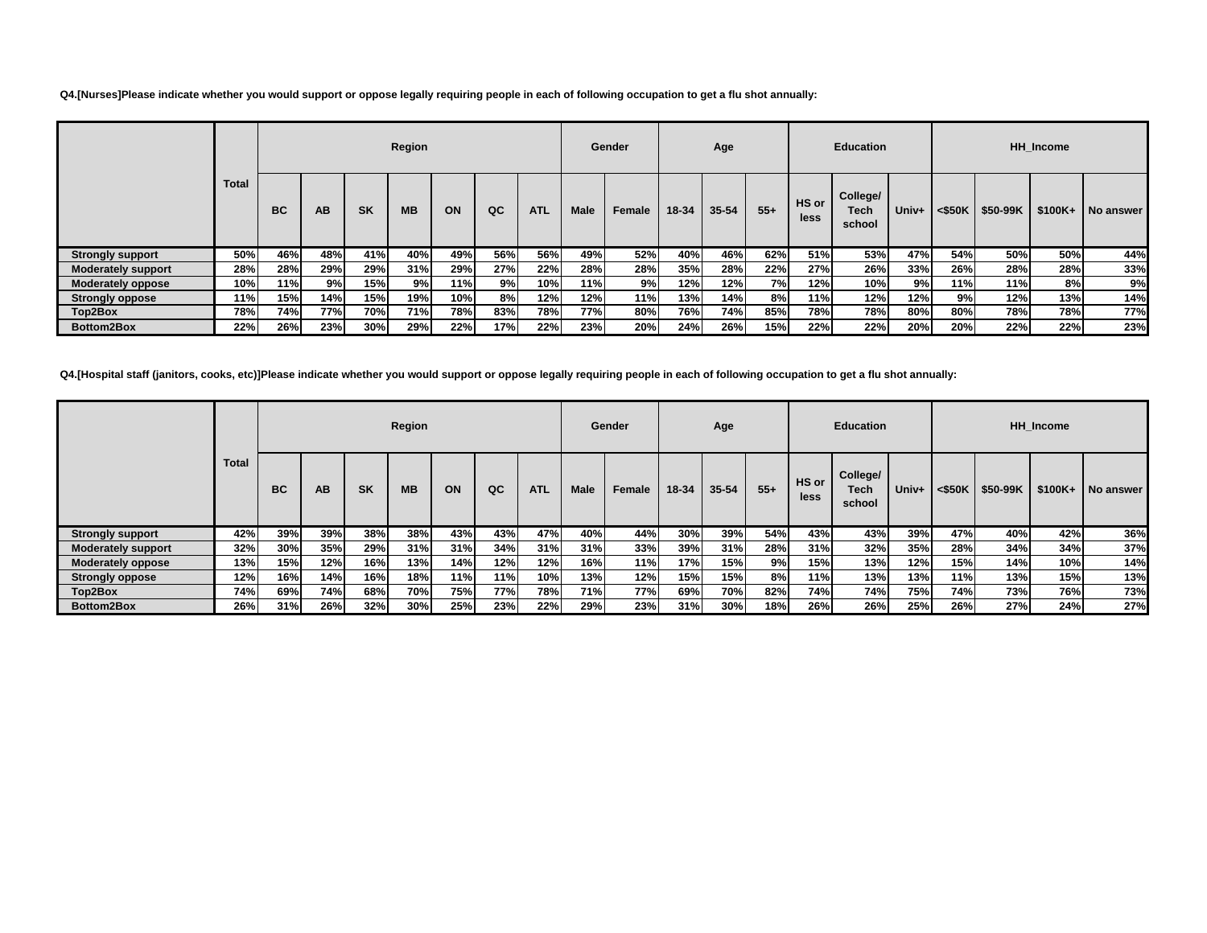**Q4.[Nurses]Please indicate whether you would support or oppose legally requiring people in each of following occupation to get a flu shot annually:**

| | Total | Region | | | | | | | Gender | | Age | | | Education | | | HH_Income | | | |
|---|---|---|---|---|---|---|---|---|---|---|---|---|---|---|---|---|---|---|---|---|
| | | BC | AB | SK | MB | ON | QC | ATL | Male | Female | 18-34 | 35-54 | 55+ | HS or less | College/ Tech school | Univ+ | <$50K | $50-99K | $100K+ | No answer |
| Strongly support | 50% | 46% | 48% | 41% | 40% | 49% | 56% | 56% | 49% | 52% | 40% | 46% | 62% | 51% | 53% | 47% | 54% | 50% | 50% | 44% |
| Moderately support | 28% | 28% | 29% | 29% | 31% | 29% | 27% | 22% | 28% | 28% | 35% | 28% | 22% | 27% | 26% | 33% | 26% | 28% | 28% | 33% |
| Moderately oppose | 10% | 11% | 9% | 15% | 9% | 11% | 9% | 10% | 11% | 9% | 12% | 12% | 7% | 12% | 10% | 9% | 11% | 11% | 8% | 9% |
| Strongly oppose | 11% | 15% | 14% | 15% | 19% | 10% | 8% | 12% | 12% | 11% | 13% | 14% | 8% | 11% | 12% | 12% | 9% | 12% | 13% | 14% |
| Top2Box | 78% | 74% | 77% | 70% | 71% | 78% | 83% | 78% | 77% | 80% | 76% | 74% | 85% | 78% | 78% | 80% | 80% | 78% | 78% | 77% |
| Bottom2Box | 22% | 26% | 23% | 30% | 29% | 22% | 17% | 22% | 23% | 20% | 24% | 26% | 15% | 22% | 22% | 20% | 20% | 22% | 22% | 23% |

**Q4.[Hospital staff (janitors, cooks, etc)]Please indicate whether you would support or oppose legally requiring people in each of following occupation to get a flu shot annually:**

| | Total | Region | | | | | | | Gender | | Age | | | Education | | | HH_Income | | | |
|---|---|---|---|---|---|---|---|---|---|---|---|---|---|---|---|---|---|---|---|---|
| | | BC | AB | SK | MB | ON | QC | ATL | Male | Female | 18-34 | 35-54 | 55+ | HS or less | College/ Tech school | Univ+ | <$50K | $50-99K | $100K+ | No answer |
| Strongly support | 42% | 39% | 39% | 38% | 38% | 43% | 43% | 47% | 40% | 44% | 30% | 39% | 54% | 43% | 43% | 39% | 47% | 40% | 42% | 36% |
| Moderately support | 32% | 30% | 35% | 29% | 31% | 31% | 34% | 31% | 31% | 33% | 39% | 31% | 28% | 31% | 32% | 35% | 28% | 34% | 34% | 37% |
| Moderately oppose | 13% | 15% | 12% | 16% | 13% | 14% | 12% | 12% | 16% | 11% | 17% | 15% | 9% | 15% | 13% | 12% | 15% | 14% | 10% | 14% |
| Strongly oppose | 12% | 16% | 14% | 16% | 18% | 11% | 11% | 10% | 13% | 12% | 15% | 15% | 8% | 11% | 13% | 13% | 11% | 13% | 15% | 13% |
| Top2Box | 74% | 69% | 74% | 68% | 70% | 75% | 77% | 78% | 71% | 77% | 69% | 70% | 82% | 74% | 74% | 75% | 74% | 73% | 76% | 73% |
| Bottom2Box | 26% | 31% | 26% | 32% | 30% | 25% | 23% | 22% | 29% | 23% | 31% | 30% | 18% | 26% | 26% | 25% | 26% | 27% | 24% | 27% |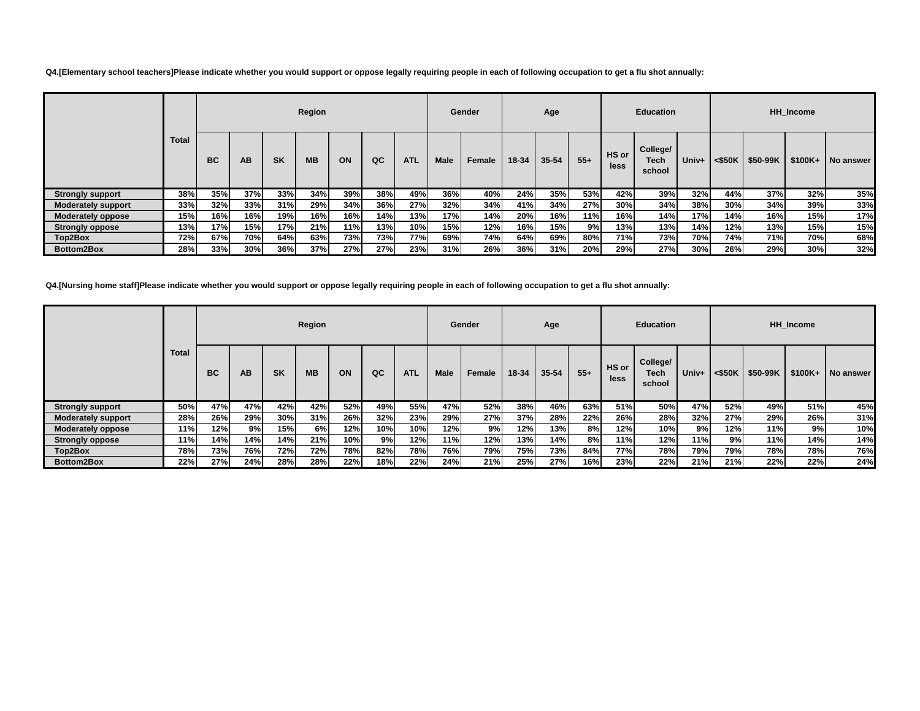**Q4.[Elementary school teachers]Please indicate whether you would support or oppose legally requiring people in each of following occupation to get a flu shot annually:**

| | Total | Region | | | | | | | Gender | | Age | | | Education | | | HH_Income | | | |
|---|---|---|---|---|---|---|---|---|---|---|---|---|---|---|---|---|---|---|---|---|
| | | BC | AB | SK | MB | ON | QC | ATL | Male | Female | 18-34 | 35-54 | 55+ | HS or less | College/ Tech school | Univ+ | <$50K | $50-99K | $100K+ | No answer |
| Strongly support | 38% | 35% | 37% | 33% | 34% | 39% | 38% | 49% | 36% | 40% | 24% | 35% | 53% | 42% | 39% | 32% | 44% | 37% | 32% | 35% |
| Moderately support | 33% | 32% | 33% | 31% | 29% | 34% | 36% | 27% | 32% | 34% | 41% | 34% | 27% | 30% | 34% | 38% | 30% | 34% | 39% | 33% |
| Moderately oppose | 15% | 16% | 16% | 19% | 16% | 16% | 14% | 13% | 17% | 14% | 20% | 16% | 11% | 16% | 14% | 17% | 14% | 16% | 15% | 17% |
| Strongly oppose | 13% | 17% | 15% | 17% | 21% | 11% | 13% | 10% | 15% | 12% | 16% | 15% | 9% | 13% | 13% | 14% | 12% | 13% | 15% | 15% |
| Top2Box | 72% | 67% | 70% | 64% | 63% | 73% | 73% | 77% | 69% | 74% | 64% | 69% | 80% | 71% | 73% | 70% | 74% | 71% | 70% | 68% |
| Bottom2Box | 28% | 33% | 30% | 36% | 37% | 27% | 27% | 23% | 31% | 26% | 36% | 31% | 20% | 29% | 27% | 30% | 26% | 29% | 30% | 32% |

**Q4.[Nursing home staff]Please indicate whether you would support or oppose legally requiring people in each of following occupation to get a flu shot annually:**

| | Total | Region | | | | | | | Gender | | Age | | | Education | | | HH_Income | | | |
|---|---|---|---|---|---|---|---|---|---|---|---|---|---|---|---|---|---|---|---|---|
| | | BC | AB | SK | MB | ON | QC | ATL | Male | Female | 18-34 | 35-54 | 55+ | HS or less | College/ Tech school | Univ+ | <$50K | $50-99K | $100K+ | No answer |
| Strongly support | 50% | 47% | 47% | 42% | 42% | 52% | 49% | 55% | 47% | 52% | 38% | 46% | 63% | 51% | 50% | 47% | 52% | 49% | 51% | 45% |
| Moderately support | 28% | 26% | 29% | 30% | 31% | 26% | 32% | 23% | 29% | 27% | 37% | 28% | 22% | 26% | 28% | 32% | 27% | 29% | 26% | 31% |
| Moderately oppose | 11% | 12% | 9% | 15% | 6% | 12% | 10% | 10% | 12% | 9% | 12% | 13% | 8% | 12% | 10% | 9% | 12% | 11% | 9% | 10% |
| Strongly oppose | 11% | 14% | 14% | 14% | 21% | 10% | 9% | 12% | 11% | 12% | 13% | 14% | 8% | 11% | 12% | 11% | 9% | 11% | 14% | 14% |
| Top2Box | 78% | 73% | 76% | 72% | 72% | 78% | 82% | 78% | 76% | 79% | 75% | 73% | 84% | 77% | 78% | 79% | 79% | 78% | 78% | 76% |
| Bottom2Box | 22% | 27% | 24% | 28% | 28% | 22% | 18% | 22% | 24% | 21% | 25% | 27% | 16% | 23% | 22% | 21% | 21% | 22% | 22% | 24% |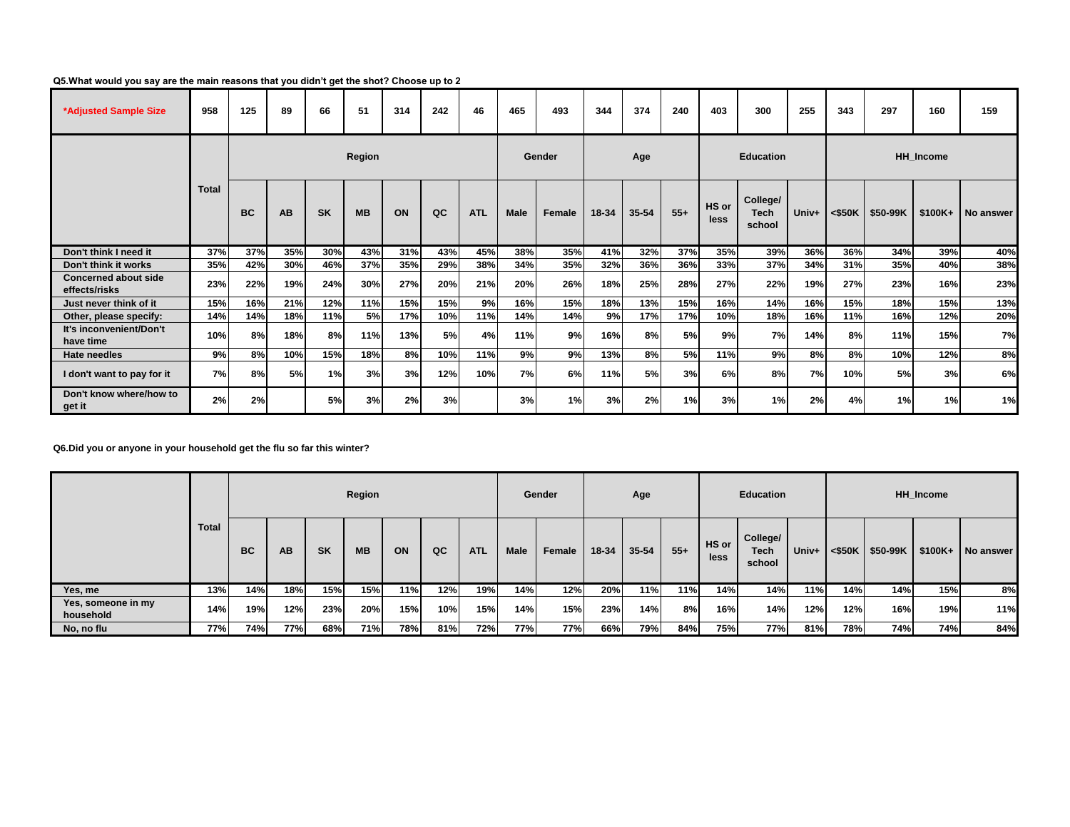**Q5.What would you say are the main reasons that you didn't get the shot? Choose up to 2**

| *Adjusted Sample Size | 958 | 125 | 89 | 66 | 51 | 314 | 242 | 46 | 465 | 493 | 344 | 374 | 240 | 403 | 300 | 255 | 343 | 297 | 160 | 159 |
|---|---|---|---|---|---|---|---|---|---|---|---|---|---|---|---|---|---|---|---|---|
| | Total | Region | | | | | | | Gender | | Age | | | Education | | | HH_Income | | | |
| | | BC | AB | SK | MB | ON | QC | ATL | Male | Female | 18-34 | 35-54 | 55+ | HS or less | College/ Tech school | Univ+ | <$50K | $50-99K | $100K+ | No answer |
| Don't think I need it | 37% | 37% | 35% | 30% | 43% | 31% | 43% | 45% | 38% | 35% | 41% | 32% | 37% | 35% | 39% | 36% | 36% | 34% | 39% | 40% |
| Don't think it works | 35% | 42% | 30% | 46% | 37% | 35% | 29% | 38% | 34% | 35% | 32% | 36% | 36% | 33% | 37% | 34% | 31% | 35% | 40% | 38% |
| Concerned about side effects/risks | 23% | 22% | 19% | 24% | 30% | 27% | 20% | 21% | 20% | 26% | 18% | 25% | 28% | 27% | 22% | 19% | 27% | 23% | 16% | 23% |
| Just never think of it | 15% | 16% | 21% | 12% | 11% | 15% | 15% | 9% | 16% | 15% | 18% | 13% | 15% | 16% | 14% | 16% | 15% | 18% | 15% | 13% |
| Other, please specify: | 14% | 14% | 18% | 11% | 5% | 17% | 10% | 11% | 14% | 14% | 9% | 17% | 17% | 10% | 18% | 16% | 11% | 16% | 12% | 20% |
| It's inconvenient/Don't have time | 10% | 8% | 18% | 8% | 11% | 13% | 5% | 4% | 11% | 9% | 16% | 8% | 5% | 9% | 7% | 14% | 8% | 11% | 15% | 7% |
| Hate needles | 9% | 8% | 10% | 15% | 18% | 8% | 10% | 11% | 9% | 9% | 13% | 8% | 5% | 11% | 9% | 8% | 8% | 10% | 12% | 8% |
| I don't want to pay for it | 7% | 8% | 5% | 1% | 3% | 3% | 12% | 10% | 7% | 6% | 11% | 5% | 3% | 6% | 8% | 7% | 10% | 5% | 3% | 6% |
| Don't know where/how to get it | 2% | 2% | | 5% | 3% | 2% | 3% | | 3% | 1% | 3% | 2% | 1% | 3% | 1% | 2% | 4% | 1% | 1% | 1% |

**Q6.Did you or anyone in your household get the flu so far this winter?**

| | Total | Region | | | | | | | Gender | | Age | | | Education | | | HH_Income | | | |
|---|---|---|---|---|---|---|---|---|---|---|---|---|---|---|---|---|---|---|---|---|
| | | BC | AB | SK | MB | ON | QC | ATL | Male | Female | 18-34 | 35-54 | 55+ | HS or less | College/ Tech school | Univ+ | <$50K | $50-99K | $100K+ | No answer |
| Yes, me | 13% | 14% | 18% | 15% | 15% | 11% | 12% | 19% | 14% | 12% | 20% | 11% | 11% | 14% | 14% | 11% | 14% | 14% | 15% | 8% |
| Yes, someone in my household | 14% | 19% | 12% | 23% | 20% | 15% | 10% | 15% | 14% | 15% | 23% | 14% | 8% | 16% | 14% | 12% | 12% | 16% | 19% | 11% |
| No, no flu | 77% | 74% | 77% | 68% | 71% | 78% | 81% | 72% | 77% | 77% | 66% | 79% | 84% | 75% | 77% | 81% | 78% | 74% | 74% | 84% |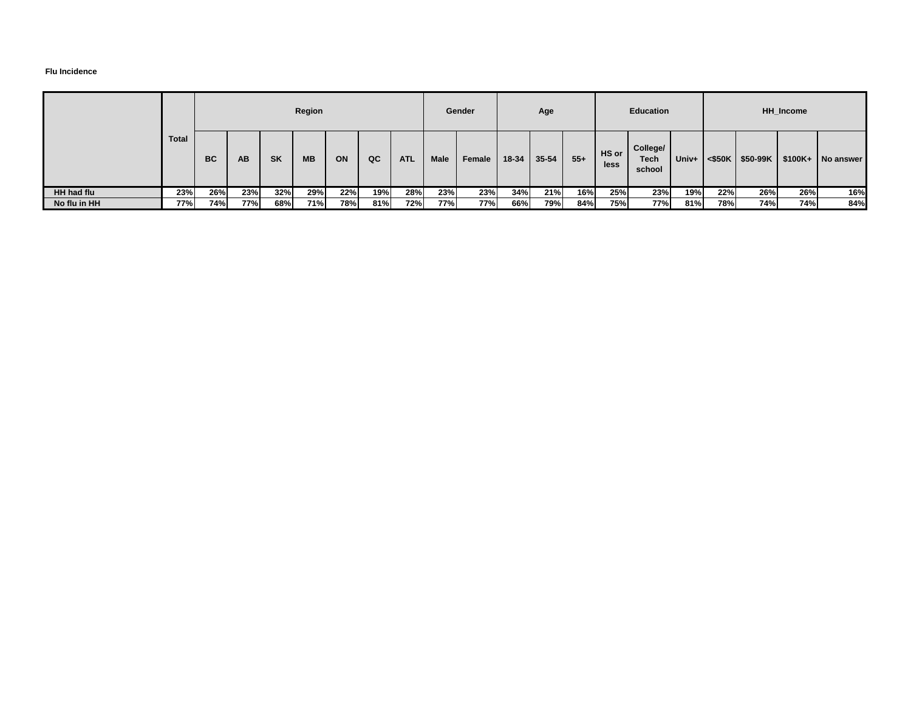**Flu Incidence**

| | Total | Region | | | | | | | Gender | | Age | | | Education | | | HH_Income | | | |
|---|---|---|---|---|---|---|---|---|---|---|---|---|---|---|---|---|---|---|---|---|
| | | BC | AB | SK | MB | ON | QC | ATL | Male | Female | 18-34 | 35-54 | 55+ | HS or less | College/ Tech school | Univ+ | <$50K | $50-99K | $100K+ | No answer |
| HH had flu | 23% | 26% | 23% | 32% | 29% | 22% | 19% | 28% | 23% | 23% | 34% | 21% | 16% | 25% | 23% | 19% | 22% | 26% | 26% | 16% |
| No flu in HH | 77% | 74% | 77% | 68% | 71% | 78% | 81% | 72% | 77% | 77% | 66% | 79% | 84% | 75% | 77% | 81% | 78% | 74% | 74% | 84% |